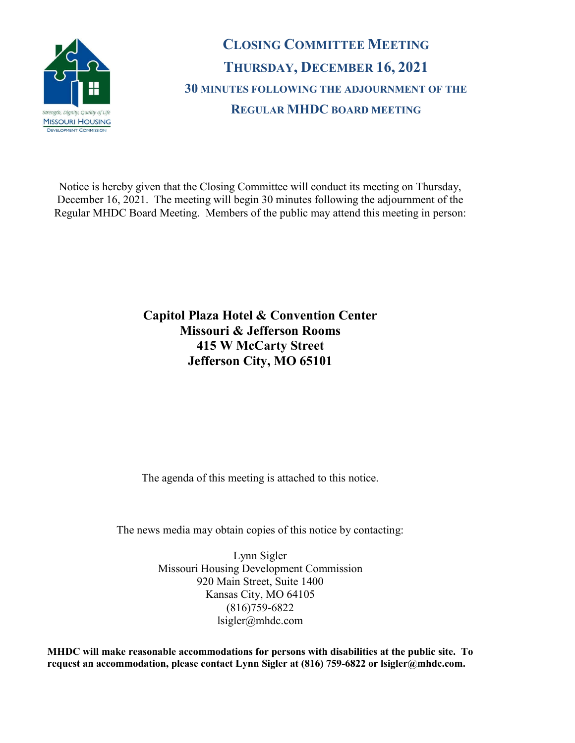Strength, Dignity, Quality of Life
MISSOURI HOUSING
DEVELOPMENT COMMISSION

# CLOSING COMMITTEE MEETING

## THURSDAY, DECEMBER 16, 2021

### 30 MINUTES FOLLOWING THE ADJOURNMENT OF THE REGULAR MHDC BOARD MEETING

Notice is hereby given that the Closing Committee will conduct its meeting on Thursday, December 16, 2021. The meeting will begin 30 minutes following the adjournment of the Regular MHDC Board Meeting. Members of the public may attend this meeting in person:

**Capitol Plaza Hotel & Convention Center**
**Missouri & Jefferson Rooms**
**415 W McCarty Street**
**Jefferson City, MO 65101**

The agenda of this meeting is attached to this notice.

The news media may obtain copies of this notice by contacting:

Lynn Sigler
Missouri Housing Development Commission
920 Main Street, Suite 1400
Kansas City, MO 64105
(816)759-6822
lsigler@mhdc.com

**MHDC will make reasonable accommodations for persons with disabilities at the public site. To request an accommodation, please contact Lynn Sigler at (816) 759-6822 or lsigler@mhdc.com.**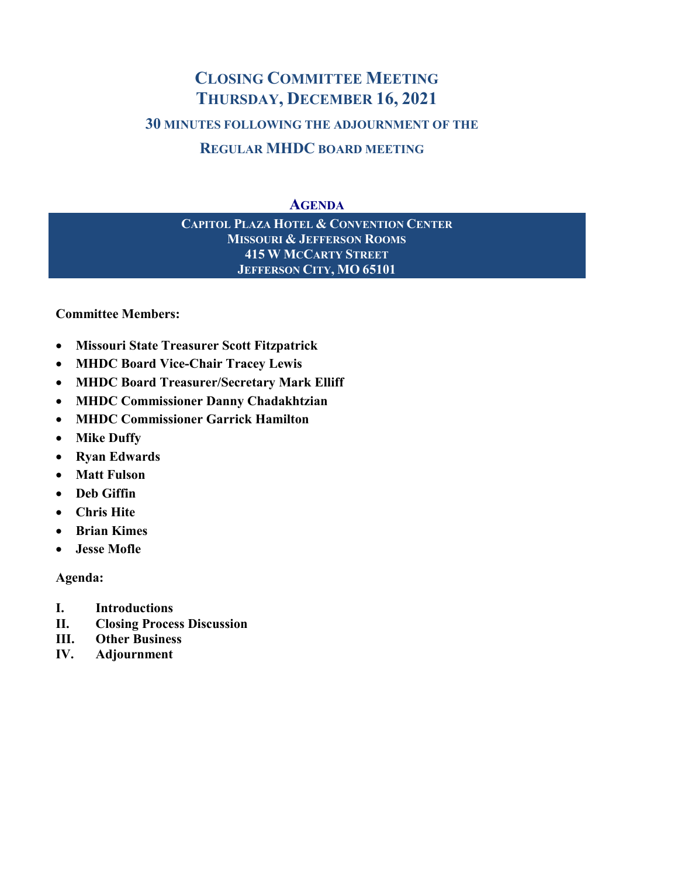# Closing Committee Meeting
# Thursday, December 16, 2021

## 30 minutes following the adjournment of the

## Regular MHDC board meeting

### Agenda

**Capitol Plaza Hotel & Convention Center**
**Missouri & Jefferson Rooms**
**415 W McCarty Street**
**Jefferson City, MO 65101**

**Committee Members:**

- **Missouri State Treasurer Scott Fitzpatrick**
- **MHDC Board Vice-Chair Tracey Lewis**
- **MHDC Board Treasurer/Secretary Mark Elliff**
- **MHDC Commissioner Danny Chadakhtzian**
- **MHDC Commissioner Garrick Hamilton**
- **Mike Duffy**
- **Ryan Edwards**
- **Matt Fulson**
- **Deb Giffin**
- **Chris Hite**
- **Brian Kimes**
- **Jesse Mofle**

**Agenda:**

**I. Introductions**
**II. Closing Process Discussion**
**III. Other Business**
**IV. Adjournment**